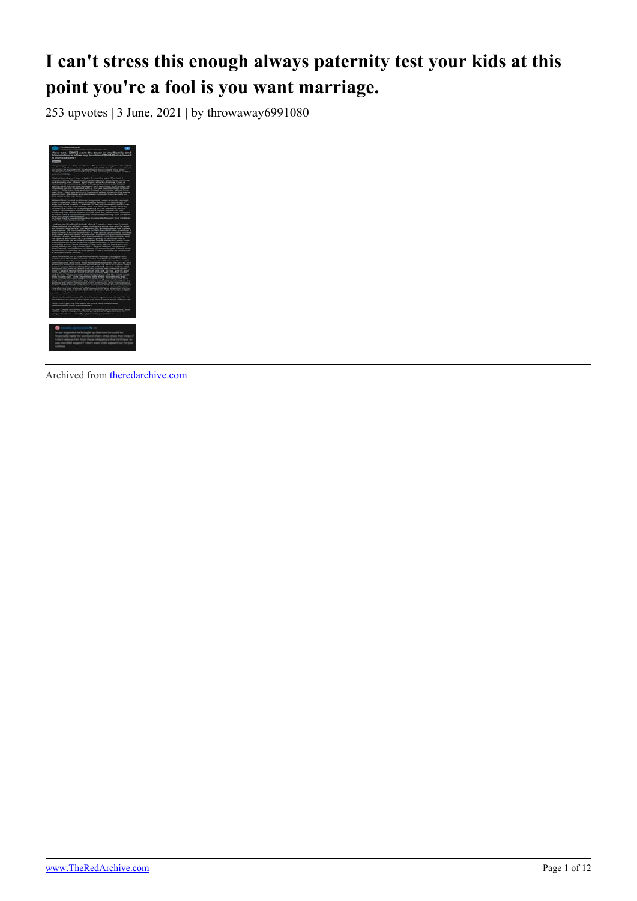# I can't stress this enough always paternity test your kids at this point you're a fool is you want marriage.

253 upvotes | 3 June, 2021 | by throwaway6991080

Archived from [theredarchive.com](theredarchive.com)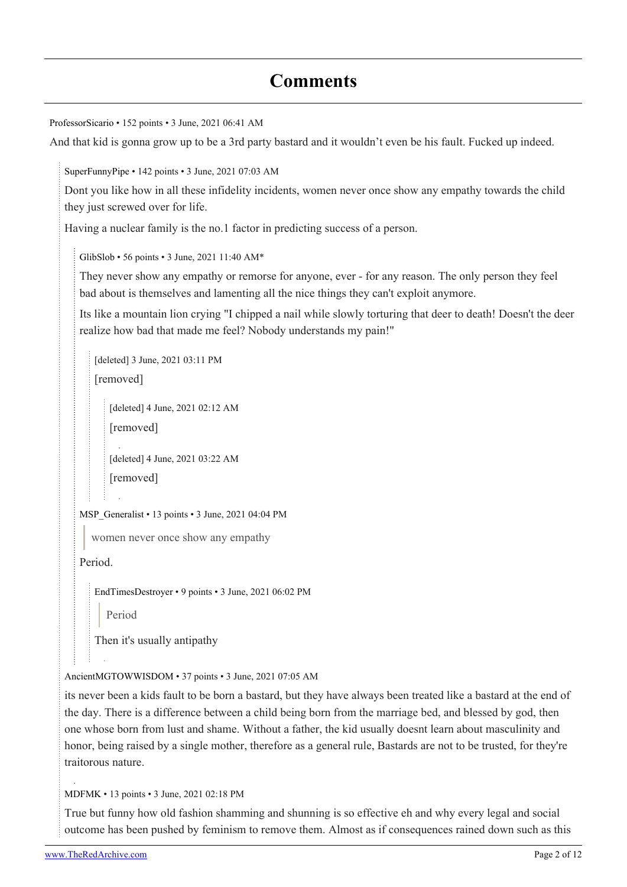# Comments

ProfessorSicario • 152 points • 3 June, 2021 06:41 AM

And that kid is gonna grow up to be a 3rd party bastard and it wouldn't even be his fault. Fucked up indeed.

> SuperFunnyPipe • 142 points • 3 June, 2021 07:03 AM
>
> Dont you like how in all these infidelity incidents, women never once show any empathy towards the child they just screwed over for life.
>
> Having a nuclear family is the no.1 factor in predicting success of a person.
>
> > GlibSlob • 56 points • 3 June, 2021 11:40 AM*
> >
> > They never show any empathy or remorse for anyone, ever - for any reason. The only person they feel bad about is themselves and lamenting all the nice things they can't exploit anymore.
> >
> > Its like a mountain lion crying "I chipped a nail while slowly torturing that deer to death! Doesn't the deer realize how bad that made me feel? Nobody understands my pain!"
> >
> > > [deleted] 3 June, 2021 03:11 PM
> > >
> > > [removed]
> > >
> > > > [deleted] 4 June, 2021 02:12 AM
> > > >
> > > > [removed]
> > > >
> > > > [deleted] 4 June, 2021 03:22 AM
> > > >
> > > > [removed]
> >
> > MSP_Generalist • 13 points • 3 June, 2021 04:04 PM
> >
> > > women never once show any empathy
> >
> > Period.
> >
> > > EndTimesDestroyer • 9 points • 3 June, 2021 06:02 PM
> > >
> > > > Period
> > >
> > > Then it's usually antipathy
>
> AncientMGTOWWISDOM • 37 points • 3 June, 2021 07:05 AM
>
> its never been a kids fault to be born a bastard, but they have always been treated like a bastard at the end of the day. There is a difference between a child being born from the marriage bed, and blessed by god, then one whose born from lust and shame. Without a father, the kid usually doesnt learn about masculinity and honor, being raised by a single mother, therefore as a general rule, Bastards are not to be trusted, for they're traitorous nature.
>
> MDFMK • 13 points • 3 June, 2021 02:18 PM
>
> True but funny how old fashion shamming and shunning is so effective eh and why every legal and social outcome has been pushed by feminism to remove them. Almost as if consequences rained down such as this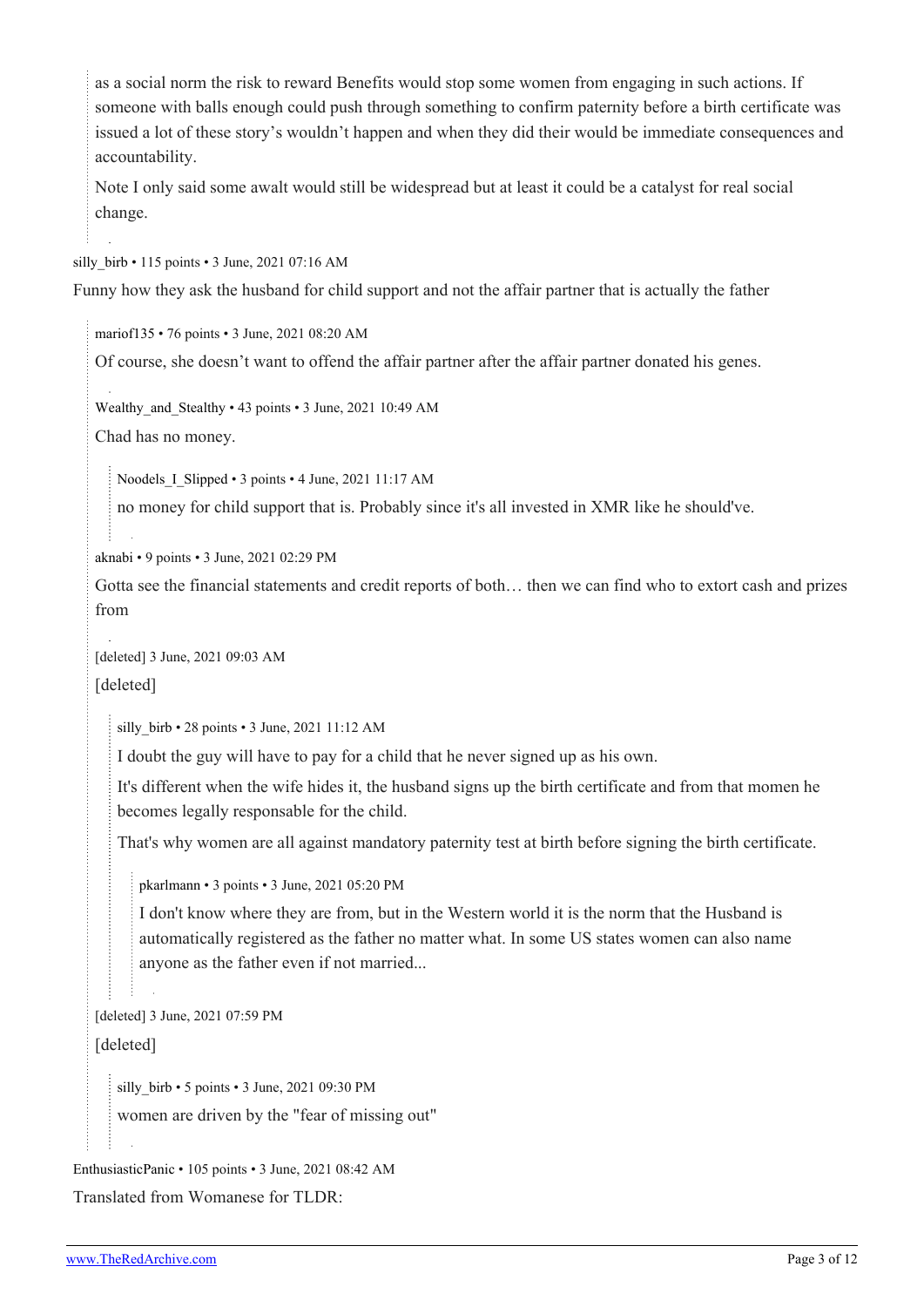> as a social norm the risk to reward Benefits would stop some women from engaging in such actions. If someone with balls enough could push through something to confirm paternity before a birth certificate was issued a lot of these story's wouldn't happen and when they did their would be immediate consequences and accountability.
>
> Note I only said some awalt would still be widespread but at least it could be a catalyst for real social change.

silly_birb • 115 points • 3 June, 2021 07:16 AM

Funny how they ask the husband for child support and not the affair partner that is actually the father

> mariof135 • 76 points • 3 June, 2021 08:20 AM
>
> Of course, she doesn't want to offend the affair partner after the affair partner donated his genes.

> Wealthy_and_Stealthy • 43 points • 3 June, 2021 10:49 AM
>
> Chad has no money.
>
> > Noodels_I_Slipped • 3 points • 4 June, 2021 11:17 AM
> >
> > no money for child support that is. Probably since it's all invested in XMR like he should've.

> aknabi • 9 points • 3 June, 2021 02:29 PM
>
> Gotta see the financial statements and credit reports of both… then we can find who to extort cash and prizes from

> [deleted] 3 June, 2021 09:03 AM
>
> [deleted]
>
> > silly_birb • 28 points • 3 June, 2021 11:12 AM
> >
> > I doubt the guy will have to pay for a child that he never signed up as his own.
> >
> > It's different when the wife hides it, the husband signs up the birth certificate and from that momen he becomes legally responsable for the child.
> >
> > That's why women are all against mandatory paternity test at birth before signing the birth certificate.
> >
> > > pkarlmann • 3 points • 3 June, 2021 05:20 PM
> > >
> > > I don't know where they are from, but in the Western world it is the norm that the Husband is automatically registered as the father no matter what. In some US states women can also name anyone as the father even if not married...

> [deleted] 3 June, 2021 07:59 PM
>
> [deleted]
>
> > silly_birb • 5 points • 3 June, 2021 09:30 PM
> >
> > women are driven by the "fear of missing out"

EnthusiasticPanic • 105 points • 3 June, 2021 08:42 AM

Translated from Womanese for TLDR: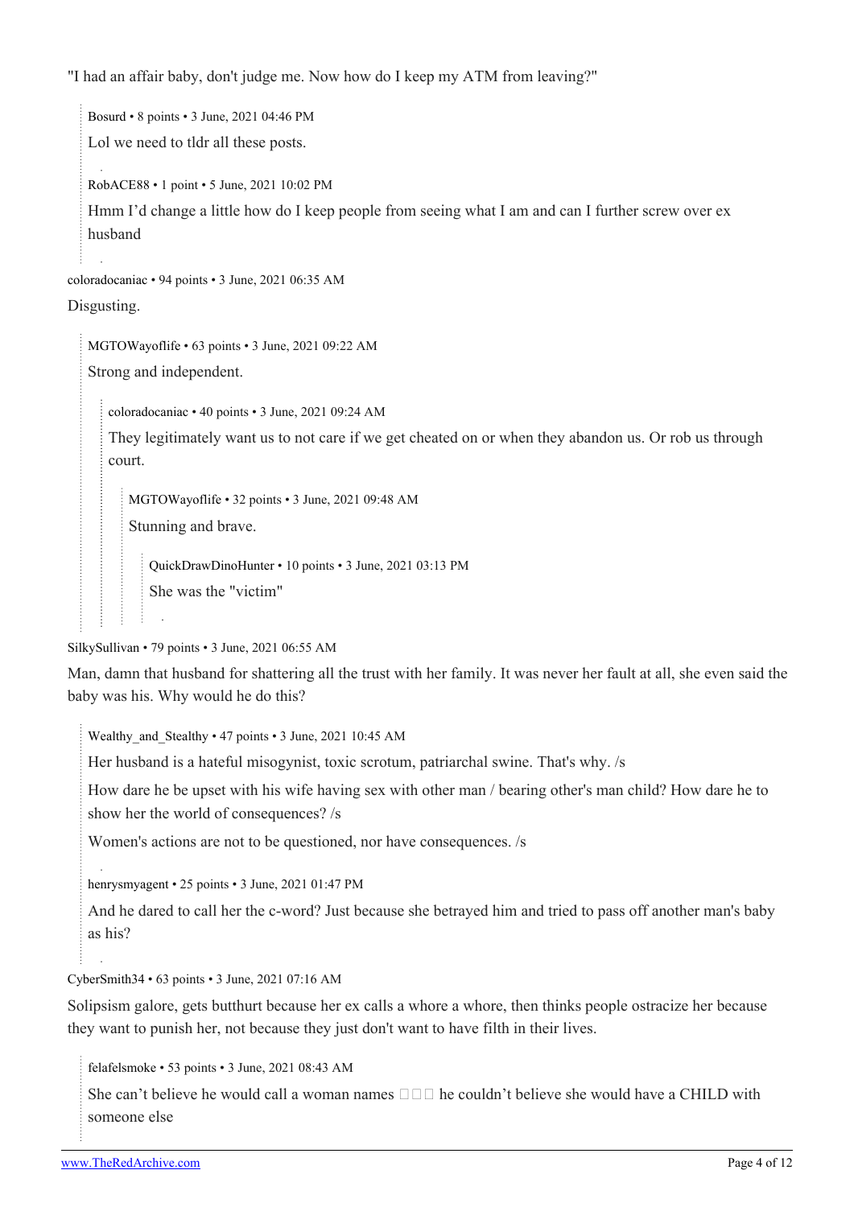"I had an affair baby, don't judge me. Now how do I keep my ATM from leaving?"

> Bosurd • 8 points • 3 June, 2021 04:46 PM
>
> Lol we need to tldr all these posts.
>
> RobACE88 • 1 point • 5 June, 2021 10:02 PM
>
> Hmm I'd change a little how do I keep people from seeing what I am and can I further screw over ex husband

coloradocaniac • 94 points • 3 June, 2021 06:35 AM

Disgusting.

> MGTOWayoflife • 63 points • 3 June, 2021 09:22 AM
>
> Strong and independent.
>
> > coloradocaniac • 40 points • 3 June, 2021 09:24 AM
> >
> > They legitimately want us to not care if we get cheated on or when they abandon us. Or rob us through court.
> >
> > > MGTOWayoflife • 32 points • 3 June, 2021 09:48 AM
> > >
> > > Stunning and brave.
> > >
> > > > QuickDrawDinoHunter • 10 points • 3 June, 2021 03:13 PM
> > > >
> > > > She was the "victim"

SilkySullivan • 79 points • 3 June, 2021 06:55 AM

Man, damn that husband for shattering all the trust with her family. It was never her fault at all, she even said the baby was his. Why would he do this?

> Wealthy_and_Stealthy • 47 points • 3 June, 2021 10:45 AM
>
> Her husband is a hateful misogynist, toxic scrotum, patriarchal swine. That's why. /s
>
> How dare he be upset with his wife having sex with other man / bearing other's man child? How dare he to show her the world of consequences? /s
>
> Women's actions are not to be questioned, nor have consequences. /s
>
> henrysmyagent • 25 points • 3 June, 2021 01:47 PM
>
> And he dared to call her the c-word? Just because she betrayed him and tried to pass off another man's baby as his?

CyberSmith34 • 63 points • 3 June, 2021 07:16 AM

Solipsism galore, gets butthurt because her ex calls a whore a whore, then thinks people ostracize her because they want to punish her, not because they just don't want to have filth in their lives.

> felafelsmoke • 53 points • 3 June, 2021 08:43 AM
>
> She can't believe he would call a woman names □□□ he couldn't believe she would have a CHILD with someone else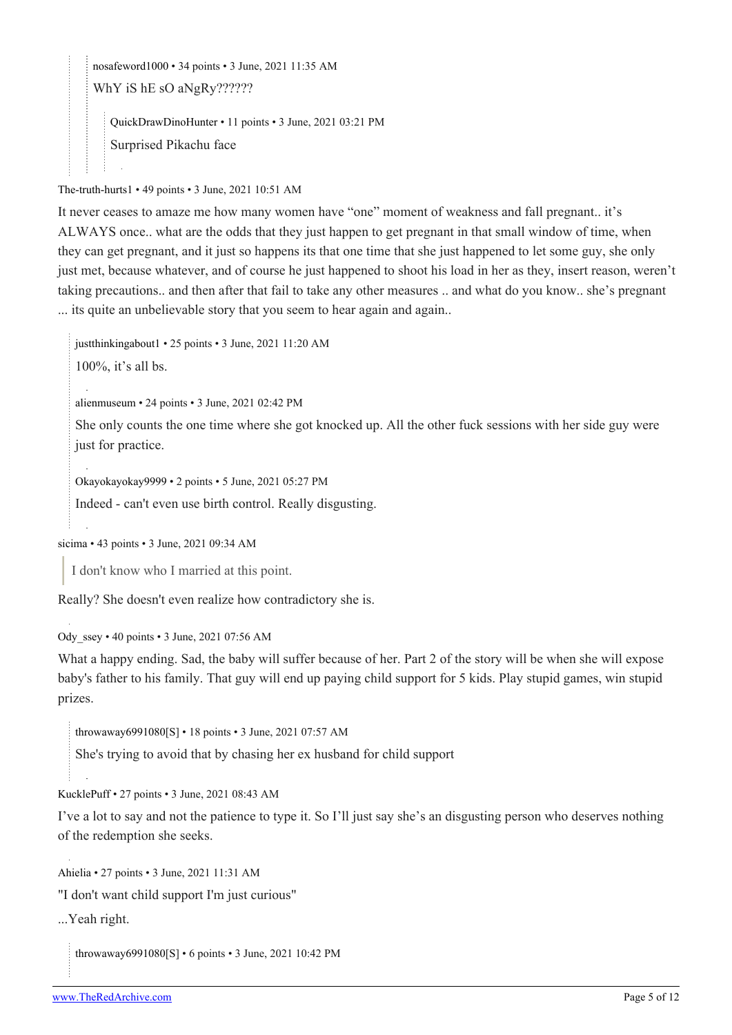nosafeword1000 • 34 points • 3 June, 2021 11:35 AM

WhY iS hE sO aNgRy??????

QuickDrawDinoHunter • 11 points • 3 June, 2021 03:21 PM

Surprised Pikachu face

The-truth-hurts1 • 49 points • 3 June, 2021 10:51 AM

It never ceases to amaze me how many women have "one" moment of weakness and fall pregnant.. it's ALWAYS once.. what are the odds that they just happen to get pregnant in that small window of time, when they can get pregnant, and it just so happens its that one time that she just happened to let some guy, she only just met, because whatever, and of course he just happened to shoot his load in her as they, insert reason, weren't taking precautions.. and then after that fail to take any other measures .. and what do you know.. she's pregnant ... its quite an unbelievable story that you seem to hear again and again..

justthinkingabout1 • 25 points • 3 June, 2021 11:20 AM

100%, it's all bs.

alienmuseum • 24 points • 3 June, 2021 02:42 PM

She only counts the one time where she got knocked up. All the other fuck sessions with her side guy were just for practice.

Okayokayokay9999 • 2 points • 5 June, 2021 05:27 PM

Indeed - can't even use birth control. Really disgusting.

sicima • 43 points • 3 June, 2021 09:34 AM

> I don't know who I married at this point.

Really? She doesn't even realize how contradictory she is.

Ody_ssey • 40 points • 3 June, 2021 07:56 AM

What a happy ending. Sad, the baby will suffer because of her. Part 2 of the story will be when she will expose baby's father to his family. That guy will end up paying child support for 5 kids. Play stupid games, win stupid prizes.

throwaway6991080[S] • 18 points • 3 June, 2021 07:57 AM

She's trying to avoid that by chasing her ex husband for child support

KucklePuff • 27 points • 3 June, 2021 08:43 AM

I've a lot to say and not the patience to type it. So I'll just say she's an disgusting person who deserves nothing of the redemption she seeks.

Ahielia • 27 points • 3 June, 2021 11:31 AM

"I don't want child support I'm just curious"

...Yeah right.

throwaway6991080[S] • 6 points • 3 June, 2021 10:42 PM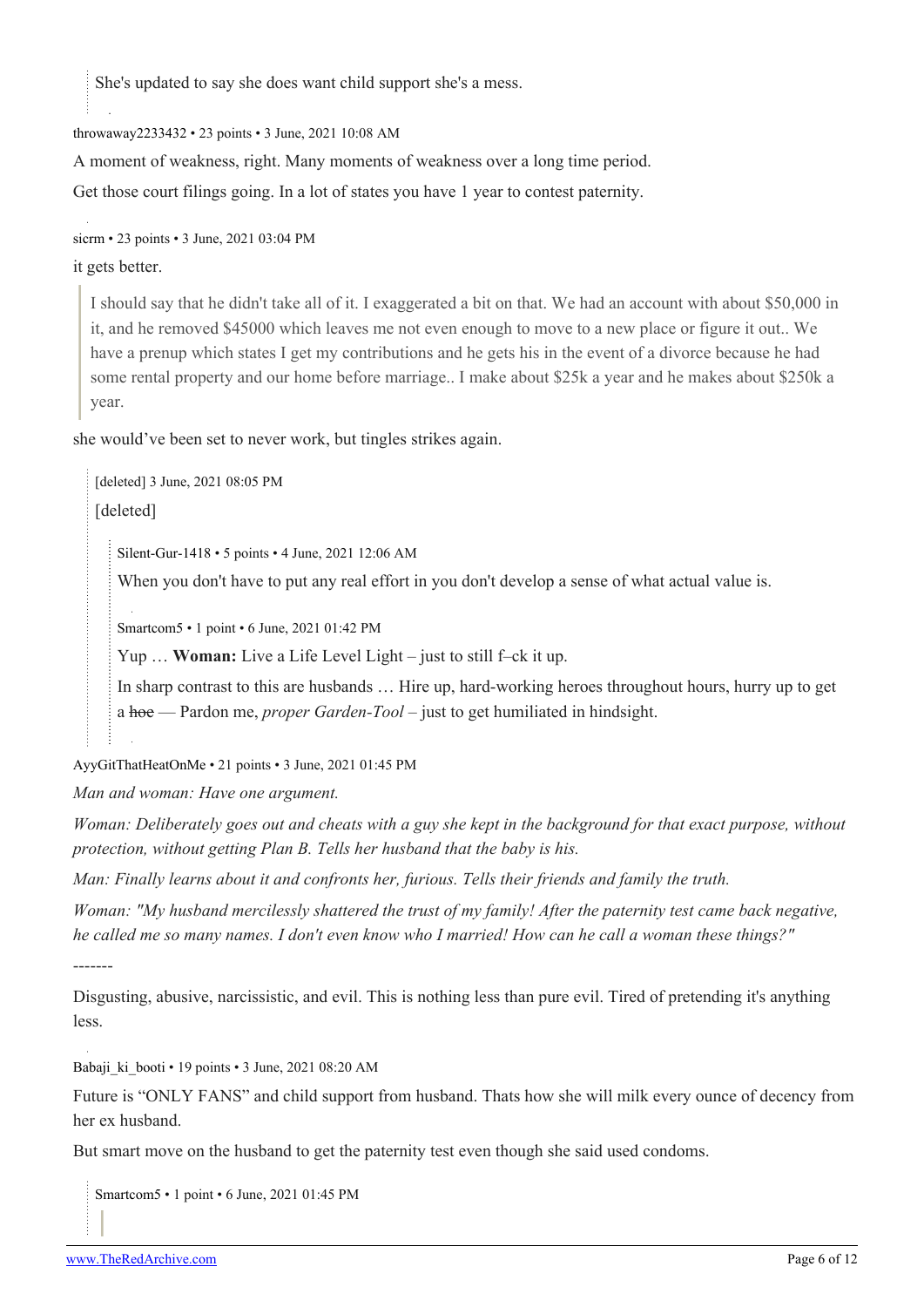> She's updated to say she does want child support she's a mess.

throwaway2233432 • 23 points • 3 June, 2021 10:08 AM

A moment of weakness, right. Many moments of weakness over a long time period.

Get those court filings going. In a lot of states you have 1 year to contest paternity.

sicrm • 23 points • 3 June, 2021 03:04 PM

it gets better.

> I should say that he didn't take all of it. I exaggerated a bit on that. We had an account with about $50,000 in it, and he removed $45000 which leaves me not even enough to move to a new place or figure it out.. We have a prenup which states I get my contributions and he gets his in the event of a divorce because he had some rental property and our home before marriage.. I make about $25k a year and he makes about $250k a year.

she would've been set to never work, but tingles strikes again.

> [deleted] 3 June, 2021 08:05 PM
>
> [deleted]
>
> > Silent-Gur-1418 • 5 points • 4 June, 2021 12:06 AM
> >
> > When you don't have to put any real effort in you don't develop a sense of what actual value is.
> >
> > Smartcom5 • 1 point • 6 June, 2021 01:42 PM
> >
> > Yup … **Woman:** Live a Life Level Light – just to still f–ck it up.
> >
> > In sharp contrast to this are husbands … Hire up, hard-working heroes throughout hours, hurry up to get a ~~hoe~~ — Pardon me, *proper Garden-Tool* – just to get humiliated in hindsight.

AyyGitThatHeatOnMe • 21 points • 3 June, 2021 01:45 PM

*Man and woman: Have one argument.*

*Woman: Deliberately goes out and cheats with a guy she kept in the background for that exact purpose, without protection, without getting Plan B. Tells her husband that the baby is his.*

*Man: Finally learns about it and confronts her, furious. Tells their friends and family the truth.*

*Woman: "My husband mercilessly shattered the trust of my family! After the paternity test came back negative, he called me so many names. I don't even know who I married! How can he call a woman these things?"*

-------

Disgusting, abusive, narcissistic, and evil. This is nothing less than pure evil. Tired of pretending it's anything less.

Babaji_ki_booti • 19 points • 3 June, 2021 08:20 AM

Future is "ONLY FANS" and child support from husband. Thats how she will milk every ounce of decency from her ex husband.

But smart move on the husband to get the paternity test even though she said used condoms.

> Smartcom5 • 1 point • 6 June, 2021 01:45 PM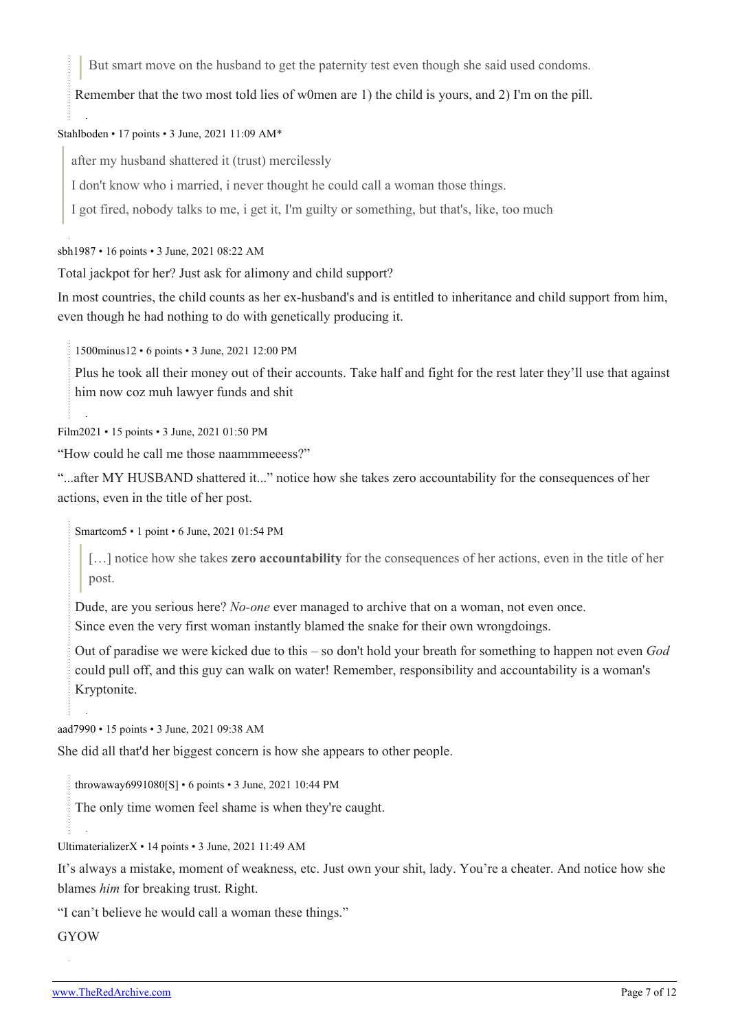> But smart move on the husband to get the paternity test even though she said used condoms.

Remember that the two most told lies of w0men are 1) the child is yours, and 2) I'm on the pill.

Stahlboden • 17 points • 3 June, 2021 11:09 AM*

> after my husband shattered it (trust) mercilessly
>
> I don't know who i married, i never thought he could call a woman those things.
>
> I got fired, nobody talks to me, i get it, I'm guilty or something, but that's, like, too much

sbh1987 • 16 points • 3 June, 2021 08:22 AM

Total jackpot for her? Just ask for alimony and child support?

In most countries, the child counts as her ex-husband's and is entitled to inheritance and child support from him, even though he had nothing to do with genetically producing it.

> 1500minus12 • 6 points • 3 June, 2021 12:00 PM
>
> Plus he took all their money out of their accounts. Take half and fight for the rest later they'll use that against him now coz muh lawyer funds and shit

Film2021 • 15 points • 3 June, 2021 01:50 PM

"How could he call me those naammmeeess?"

"...after MY HUSBAND shattered it..." notice how she takes zero accountability for the consequences of her actions, even in the title of her post.

> Smartcom5 • 1 point • 6 June, 2021 01:54 PM
>
> > […] notice how she takes **zero accountability** for the consequences of her actions, even in the title of her post.
>
> Dude, are you serious here? *No-one* ever managed to archive that on a woman, not even once.
> Since even the very first woman instantly blamed the snake for their own wrongdoings.
>
> Out of paradise we were kicked due to this – so don't hold your breath for something to happen not even *God* could pull off, and this guy can walk on water! Remember, responsibility and accountability is a woman's Kryptonite.

aad7990 • 15 points • 3 June, 2021 09:38 AM

She did all that'd her biggest concern is how she appears to other people.

> throwaway6991080[S] • 6 points • 3 June, 2021 10:44 PM
>
> The only time women feel shame is when they're caught.

UltimaterializerX • 14 points • 3 June, 2021 11:49 AM

It's always a mistake, moment of weakness, etc. Just own your shit, lady. You're a cheater. And notice how she blames *him* for breaking trust. Right.

"I can't believe he would call a woman these things."

GYOW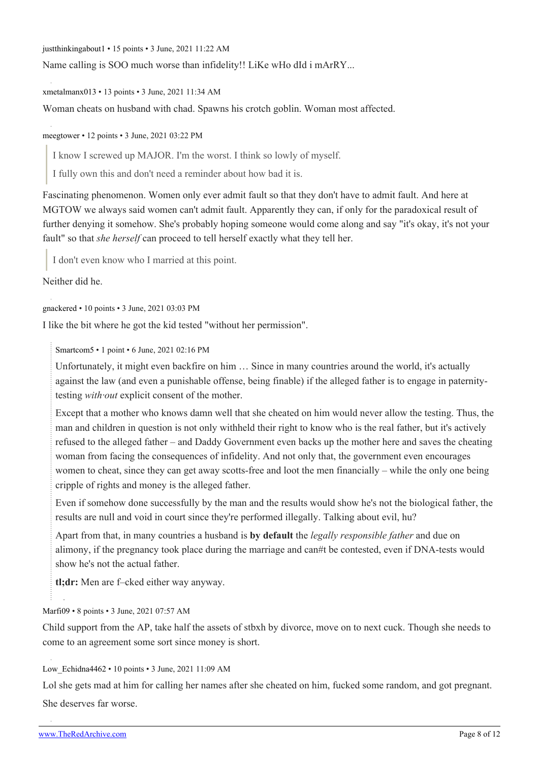justthinkingabout1 • 15 points • 3 June, 2021 11:22 AM

Name calling is SOO much worse than infidelity!! LiKe wHo dId i mArRY...

xmetalmanx013 • 13 points • 3 June, 2021 11:34 AM

Woman cheats on husband with chad. Spawns his crotch goblin. Woman most affected.

meegtower • 12 points • 3 June, 2021 03:22 PM

> I know I screwed up MAJOR. I'm the worst. I think so lowly of myself.
>
> I fully own this and don't need a reminder about how bad it is.

Fascinating phenomenon. Women only ever admit fault so that they don't have to admit fault. And here at MGTOW we always said women can't admit fault. Apparently they can, if only for the paradoxical result of further denying it somehow. She's probably hoping someone would come along and say "it's okay, it's not your fault" so that *she herself* can proceed to tell herself exactly what they tell her.

> I don't even know who I married at this point.

Neither did he.

gnackered • 10 points • 3 June, 2021 03:03 PM

I like the bit where he got the kid tested "without her permission".

> Smartcom5 • 1 point • 6 June, 2021 02:16 PM
>
> Unfortunately, it might even backfire on him … Since in many countries around the world, it's actually against the law (and even a punishable offense, being finable) if the alleged father is to engage in paternity-testing *with·out* explicit consent of the mother.
>
> Except that a mother who knows damn well that she cheated on him would never allow the testing. Thus, the man and children in question is not only withheld their right to know who is the real father, but it's actively refused to the alleged father – and Daddy Government even backs up the mother here and saves the cheating woman from facing the consequences of infidelity. And not only that, the government even encourages women to cheat, since they can get away scotts-free and loot the men financially – while the only one being cripple of rights and money is the alleged father.
>
> Even if somehow done successfully by the man and the results would show he's not the biological father, the results are null and void in court since they're performed illegally. Talking about evil, hu?
>
> Apart from that, in many countries a husband is **by default** the *legally responsible father* and due on alimony, if the pregnancy took place during the marriage and can#t be contested, even if DNA-tests would show he's not the actual father.
>
> **tl;dr:** Men are f–cked either way anyway.

Marfi09 • 8 points • 3 June, 2021 07:57 AM

Child support from the AP, take half the assets of stbxh by divorce, move on to next cuck. Though she needs to come to an agreement some sort since money is short.

Low_Echidna4462 • 10 points • 3 June, 2021 11:09 AM

Lol she gets mad at him for calling her names after she cheated on him, fucked some random, and got pregnant.

She deserves far worse.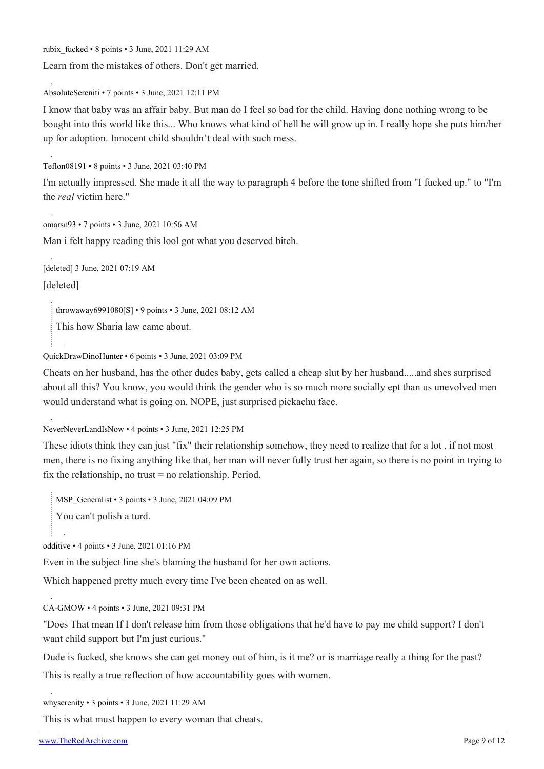rubix_fucked • 8 points • 3 June, 2021 11:29 AM

Learn from the mistakes of others. Don't get married.

AbsoluteSereniti • 7 points • 3 June, 2021 12:11 PM

I know that baby was an affair baby. But man do I feel so bad for the child. Having done nothing wrong to be bought into this world like this... Who knows what kind of hell he will grow up in. I really hope she puts him/her up for adoption. Innocent child shouldn't deal with such mess.

Teflon08191 • 8 points • 3 June, 2021 03:40 PM

I'm actually impressed. She made it all the way to paragraph 4 before the tone shifted from "I fucked up." to "I'm the *real* victim here."

omarsn93 • 7 points • 3 June, 2021 10:56 AM

Man i felt happy reading this lool got what you deserved bitch.

[deleted] 3 June, 2021 07:19 AM

[deleted]

> throwaway6991080[S] • 9 points • 3 June, 2021 08:12 AM
>
> This how Sharia law came about.

QuickDrawDinoHunter • 6 points • 3 June, 2021 03:09 PM

Cheats on her husband, has the other dudes baby, gets called a cheap slut by her husband.....and shes surprised about all this? You know, you would think the gender who is so much more socially ept than us unevolved men would understand what is going on. NOPE, just surprised pickachu face.

NeverNeverLandIsNow • 4 points • 3 June, 2021 12:25 PM

These idiots think they can just "fix" their relationship somehow, they need to realize that for a lot , if not most men, there is no fixing anything like that, her man will never fully trust her again, so there is no point in trying to fix the relationship, no trust = no relationship. Period.

> MSP_Generalist • 3 points • 3 June, 2021 04:09 PM
>
> You can't polish a turd.

odditive • 4 points • 3 June, 2021 01:16 PM

Even in the subject line she's blaming the husband for her own actions.

Which happened pretty much every time I've been cheated on as well.

CA-GMOW • 4 points • 3 June, 2021 09:31 PM

"Does That mean If I don't release him from those obligations that he'd have to pay me child support? I don't want child support but I'm just curious."

Dude is fucked, she knows she can get money out of him, is it me? or is marriage really a thing for the past?

This is really a true reflection of how accountability goes with women.

whyserenity • 3 points • 3 June, 2021 11:29 AM

This is what must happen to every woman that cheats.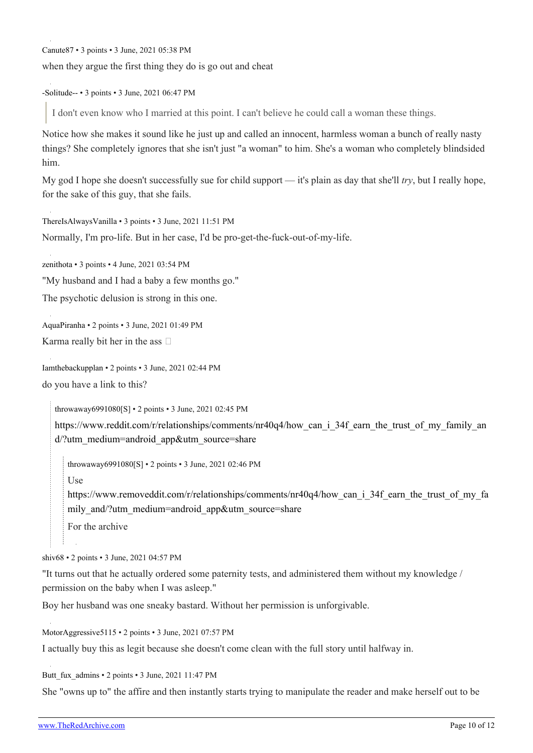Canute87 • 3 points • 3 June, 2021 05:38 PM

when they argue the first thing they do is go out and cheat

-Solitude-- • 3 points • 3 June, 2021 06:47 PM

> I don't even know who I married at this point. I can't believe he could call a woman these things.

Notice how she makes it sound like he just up and called an innocent, harmless woman a bunch of really nasty things? She completely ignores that she isn't just "a woman" to him. She's a woman who completely blindsided him.

My god I hope she doesn't successfully sue for child support — it's plain as day that she'll *try*, but I really hope, for the sake of this guy, that she fails.

ThereIsAlwaysVanilla • 3 points • 3 June, 2021 11:51 PM

Normally, I'm pro-life. But in her case, I'd be pro-get-the-fuck-out-of-my-life.

zenithota • 3 points • 4 June, 2021 03:54 PM

"My husband and I had a baby a few months go."

The psychotic delusion is strong in this one.

AquaPiranha • 2 points • 3 June, 2021 01:49 PM

Karma really bit her in the ass □

Iamthebackupplan • 2 points • 3 June, 2021 02:44 PM

do you have a link to this?

> throwaway6991080[S] • 2 points • 3 June, 2021 02:45 PM
>
> https://www.reddit.com/r/relationships/comments/nr40q4/how_can_i_34f_earn_the_trust_of_my_family_and/?utm_medium=android_app&utm_source=share
>
> > throwaway6991080[S] • 2 points • 3 June, 2021 02:46 PM
> >
> > Use
> >
> > https://www.removeddit.com/r/relationships/comments/nr40q4/how_can_i_34f_earn_the_trust_of_my_family_and/?utm_medium=android_app&utm_source=share
> >
> > For the archive

shiv68 • 2 points • 3 June, 2021 04:57 PM

"It turns out that he actually ordered some paternity tests, and administered them without my knowledge / permission on the baby when I was asleep."

Boy her husband was one sneaky bastard. Without her permission is unforgivable.

MotorAggressive5115 • 2 points • 3 June, 2021 07:57 PM

I actually buy this as legit because she doesn't come clean with the full story until halfway in.

Butt_fux_admins • 2 points • 3 June, 2021 11:47 PM

She "owns up to" the affire and then instantly starts trying to manipulate the reader and make herself out to be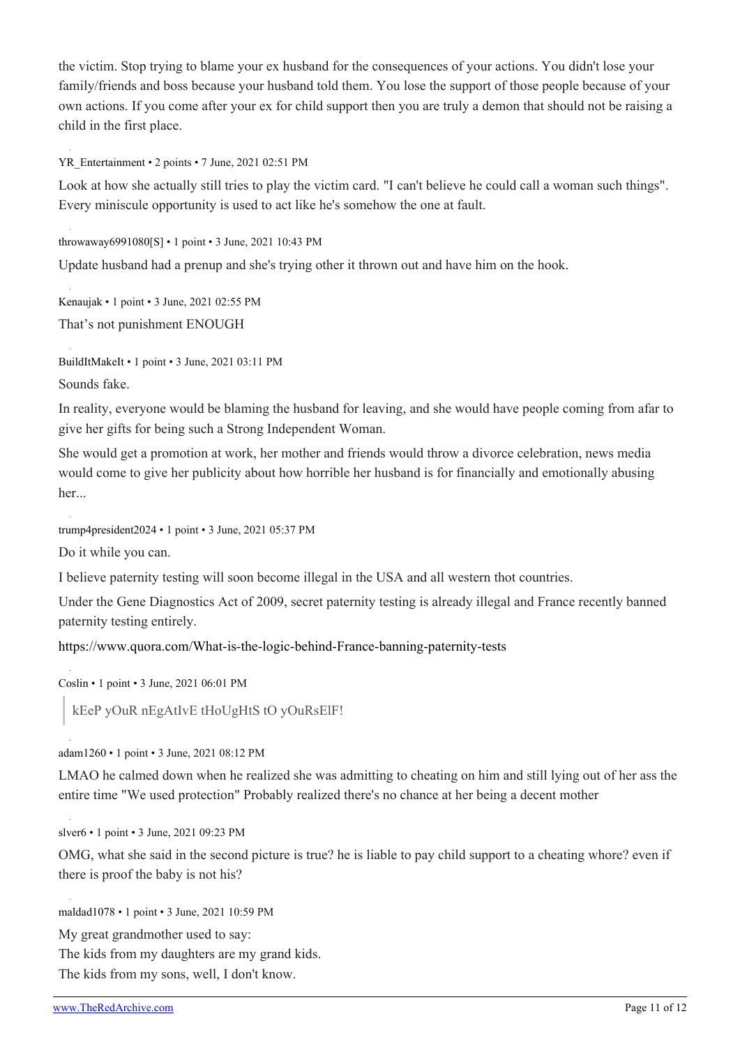the victim. Stop trying to blame your ex husband for the consequences of your actions. You didn't lose your family/friends and boss because your husband told them. You lose the support of those people because of your own actions. If you come after your ex for child support then you are truly a demon that should not be raising a child in the first place.

YR_Entertainment • 2 points • 7 June, 2021 02:51 PM

Look at how she actually still tries to play the victim card. "I can't believe he could call a woman such things". Every miniscule opportunity is used to act like he's somehow the one at fault.

throwaway6991080[S] • 1 point • 3 June, 2021 10:43 PM

Update husband had a prenup and she's trying other it thrown out and have him on the hook.

Kenaujak • 1 point • 3 June, 2021 02:55 PM

That's not punishment ENOUGH

BuildItMakeIt • 1 point • 3 June, 2021 03:11 PM

Sounds fake.

In reality, everyone would be blaming the husband for leaving, and she would have people coming from afar to give her gifts for being such a Strong Independent Woman.

She would get a promotion at work, her mother and friends would throw a divorce celebration, news media would come to give her publicity about how horrible her husband is for financially and emotionally abusing her...

trump4president2024 • 1 point • 3 June, 2021 05:37 PM

Do it while you can.

I believe paternity testing will soon become illegal in the USA and all western thot countries.

Under the Gene Diagnostics Act of 2009, secret paternity testing is already illegal and France recently banned paternity testing entirely.

https://www.quora.com/What-is-the-logic-behind-France-banning-paternity-tests

Coslin • 1 point • 3 June, 2021 06:01 PM

> kEeP yOuR nEgAtIvE tHoUgHtS tO yOuRsElF!

adam1260 • 1 point • 3 June, 2021 08:12 PM

LMAO he calmed down when he realized she was admitting to cheating on him and still lying out of her ass the entire time "We used protection" Probably realized there's no chance at her being a decent mother

slver6 • 1 point • 3 June, 2021 09:23 PM

OMG, what she said in the second picture is true? he is liable to pay child support to a cheating whore? even if there is proof the baby is not his?

maldad1078 • 1 point • 3 June, 2021 10:59 PM

My great grandmother used to say:  
The kids from my daughters are my grand kids.  
The kids from my sons, well, I don't know.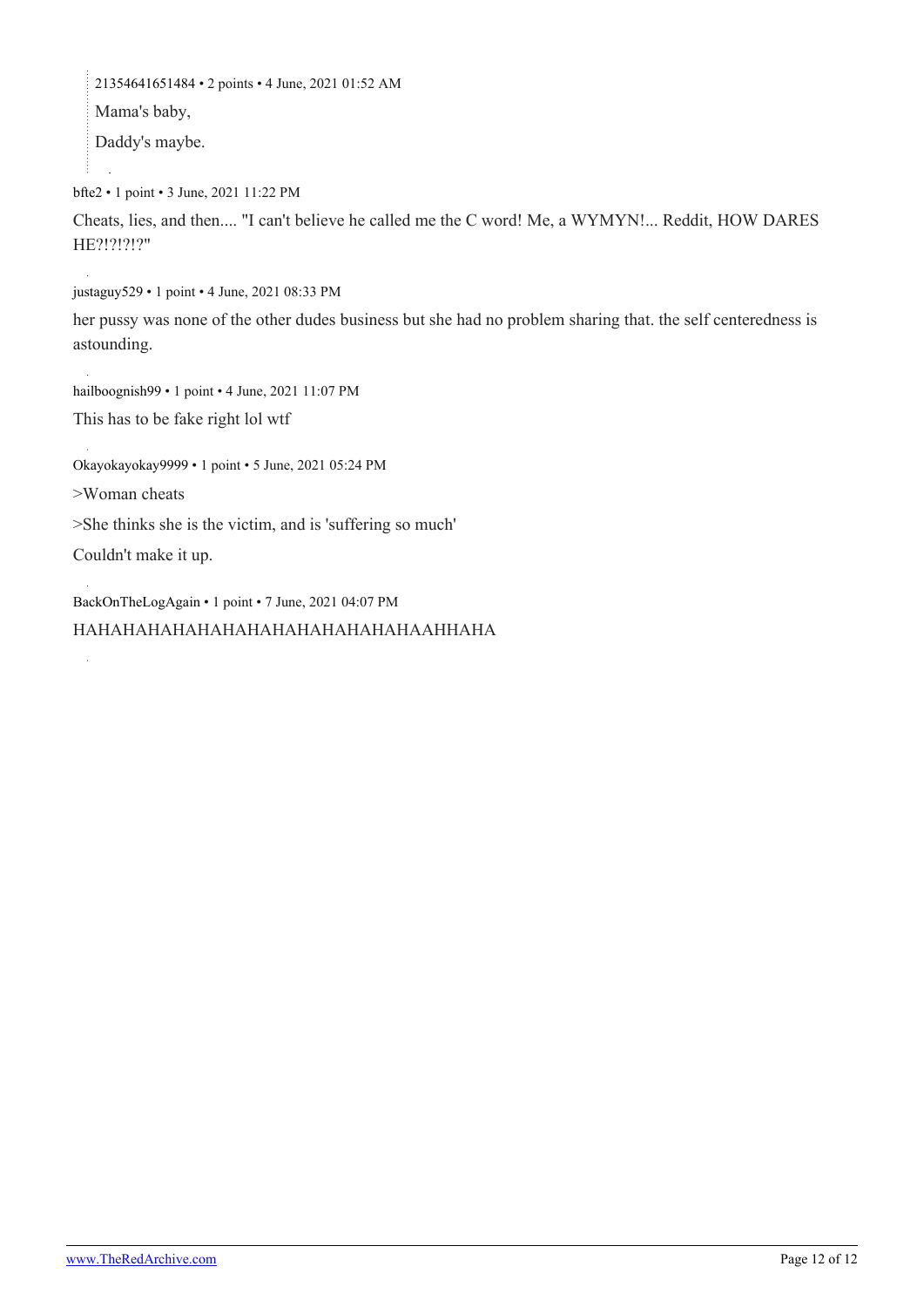> 21354641651484 • 2 points • 4 June, 2021 01:52 AM
>
> Mama's baby,
>
> Daddy's maybe.

bfte2 • 1 point • 3 June, 2021 11:22 PM

Cheats, lies, and then.... "I can't believe he called me the C word! Me, a WYMYN!... Reddit, HOW DARES HE?!?!?!?"

justaguy529 • 1 point • 4 June, 2021 08:33 PM

her pussy was none of the other dudes business but she had no problem sharing that. the self centeredness is astounding.

hailboognish99 • 1 point • 4 June, 2021 11:07 PM

This has to be fake right lol wtf

Okayokayokay9999 • 1 point • 5 June, 2021 05:24 PM

>Woman cheats

>She thinks she is the victim, and is 'suffering so much'

Couldn't make it up.

BackOnTheLogAgain • 1 point • 7 June, 2021 04:07 PM

HAHAHAHAHAHAHAHAHAHAHAHAHAHAAHHAHA